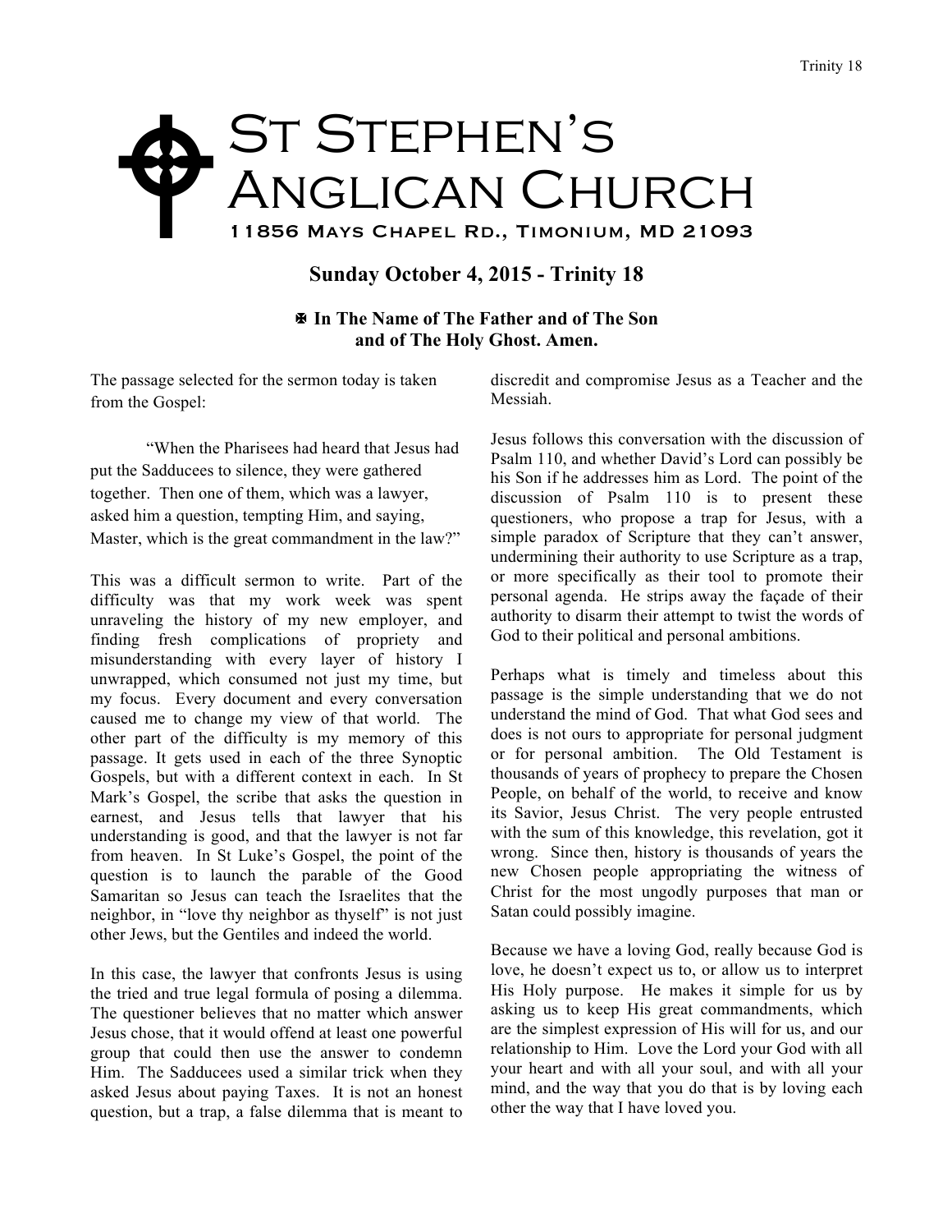# St Stephen's Anglican Church

11856 Mays Chapel Rd., Timonium, MD 21093

## Sunday October 4, 2015 - Trinity 18

**✠ In The Name of The Father and of The Son and of The Holy Ghost. Amen.**

The passage selected for the sermon today is taken from the Gospel:

> "When the Pharisees had heard that Jesus had put the Sadducees to silence, they were gathered together. Then one of them, which was a lawyer, asked him a question, tempting Him, and saying, Master, which is the great commandment in the law?"

This was a difficult sermon to write. Part of the difficulty was that my work week was spent unraveling the history of my new employer, and finding fresh complications of propriety and misunderstanding with every layer of history I unwrapped, which consumed not just my time, but my focus. Every document and every conversation caused me to change my view of that world. The other part of the difficulty is my memory of this passage. It gets used in each of the three Synoptic Gospels, but with a different context in each. In St Mark's Gospel, the scribe that asks the question in earnest, and Jesus tells that lawyer that his understanding is good, and that the lawyer is not far from heaven. In St Luke's Gospel, the point of the question is to launch the parable of the Good Samaritan so Jesus can teach the Israelites that the neighbor, in "love thy neighbor as thyself" is not just other Jews, but the Gentiles and indeed the world.

In this case, the lawyer that confronts Jesus is using the tried and true legal formula of posing a dilemma. The questioner believes that no matter which answer Jesus chose, that it would offend at least one powerful group that could then use the answer to condemn Him. The Sadducees used a similar trick when they asked Jesus about paying Taxes. It is not an honest question, but a trap, a false dilemma that is meant to discredit and compromise Jesus as a Teacher and the Messiah.

Jesus follows this conversation with the discussion of Psalm 110, and whether David's Lord can possibly be his Son if he addresses him as Lord. The point of the discussion of Psalm 110 is to present these questioners, who propose a trap for Jesus, with a simple paradox of Scripture that they can't answer, undermining their authority to use Scripture as a trap, or more specifically as their tool to promote their personal agenda. He strips away the façade of their authority to disarm their attempt to twist the words of God to their political and personal ambitions.

Perhaps what is timely and timeless about this passage is the simple understanding that we do not understand the mind of God. That what God sees and does is not ours to appropriate for personal judgment or for personal ambition. The Old Testament is thousands of years of prophecy to prepare the Chosen People, on behalf of the world, to receive and know its Savior, Jesus Christ. The very people entrusted with the sum of this knowledge, this revelation, got it wrong. Since then, history is thousands of years the new Chosen people appropriating the witness of Christ for the most ungodly purposes that man or Satan could possibly imagine.

Because we have a loving God, really because God is love, he doesn't expect us to, or allow us to interpret His Holy purpose. He makes it simple for us by asking us to keep His great commandments, which are the simplest expression of His will for us, and our relationship to Him. Love the Lord your God with all your heart and with all your soul, and with all your mind, and the way that you do that is by loving each other the way that I have loved you.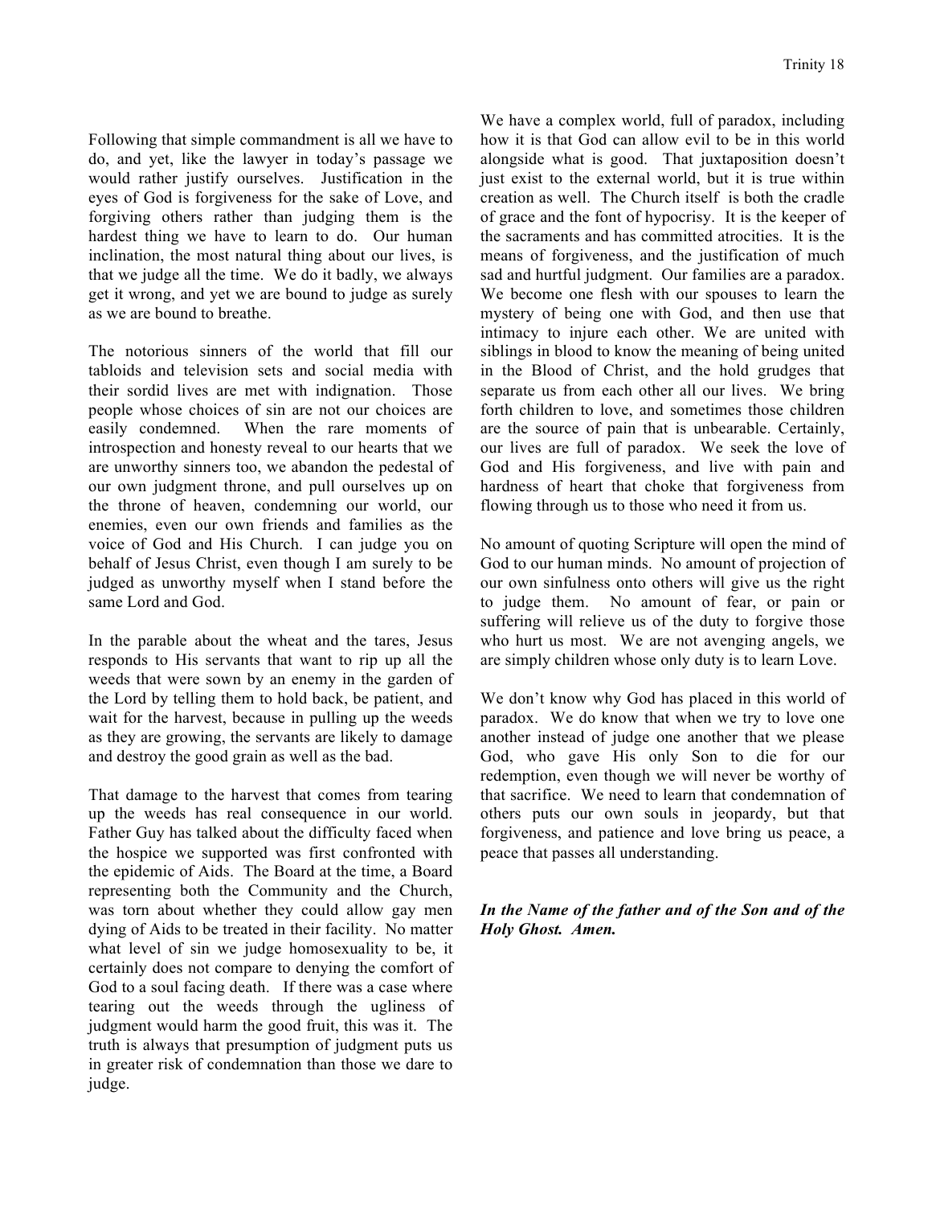Following that simple commandment is all we have to do, and yet, like the lawyer in today's passage we would rather justify ourselves. Justification in the eyes of God is forgiveness for the sake of Love, and forgiving others rather than judging them is the hardest thing we have to learn to do. Our human inclination, the most natural thing about our lives, is that we judge all the time. We do it badly, we always get it wrong, and yet we are bound to judge as surely as we are bound to breathe.

The notorious sinners of the world that fill our tabloids and television sets and social media with their sordid lives are met with indignation. Those people whose choices of sin are not our choices are easily condemned. When the rare moments of introspection and honesty reveal to our hearts that we are unworthy sinners too, we abandon the pedestal of our own judgment throne, and pull ourselves up on the throne of heaven, condemning our world, our enemies, even our own friends and families as the voice of God and His Church. I can judge you on behalf of Jesus Christ, even though I am surely to be judged as unworthy myself when I stand before the same Lord and God.

In the parable about the wheat and the tares, Jesus responds to His servants that want to rip up all the weeds that were sown by an enemy in the garden of the Lord by telling them to hold back, be patient, and wait for the harvest, because in pulling up the weeds as they are growing, the servants are likely to damage and destroy the good grain as well as the bad.

That damage to the harvest that comes from tearing up the weeds has real consequence in our world. Father Guy has talked about the difficulty faced when the hospice we supported was first confronted with the epidemic of Aids. The Board at the time, a Board representing both the Community and the Church, was torn about whether they could allow gay men dying of Aids to be treated in their facility. No matter what level of sin we judge homosexuality to be, it certainly does not compare to denying the comfort of God to a soul facing death. If there was a case where tearing out the weeds through the ugliness of judgment would harm the good fruit, this was it. The truth is always that presumption of judgment puts us in greater risk of condemnation than those we dare to judge.

We have a complex world, full of paradox, including how it is that God can allow evil to be in this world alongside what is good. That juxtaposition doesn't just exist to the external world, but it is true within creation as well. The Church itself is both the cradle of grace and the font of hypocrisy. It is the keeper of the sacraments and has committed atrocities. It is the means of forgiveness, and the justification of much sad and hurtful judgment. Our families are a paradox. We become one flesh with our spouses to learn the mystery of being one with God, and then use that intimacy to injure each other. We are united with siblings in blood to know the meaning of being united in the Blood of Christ, and the hold grudges that separate us from each other all our lives. We bring forth children to love, and sometimes those children are the source of pain that is unbearable. Certainly, our lives are full of paradox. We seek the love of God and His forgiveness, and live with pain and hardness of heart that choke that forgiveness from flowing through us to those who need it from us.

No amount of quoting Scripture will open the mind of God to our human minds. No amount of projection of our own sinfulness onto others will give us the right to judge them. No amount of fear, or pain or suffering will relieve us of the duty to forgive those who hurt us most. We are not avenging angels, we are simply children whose only duty is to learn Love.

We don't know why God has placed in this world of paradox. We do know that when we try to love one another instead of judge one another that we please God, who gave His only Son to die for our redemption, even though we will never be worthy of that sacrifice. We need to learn that condemnation of others puts our own souls in jeopardy, but that forgiveness, and patience and love bring us peace, a peace that passes all understanding.

***In the Name of the father and of the Son and of the Holy Ghost. Amen.***